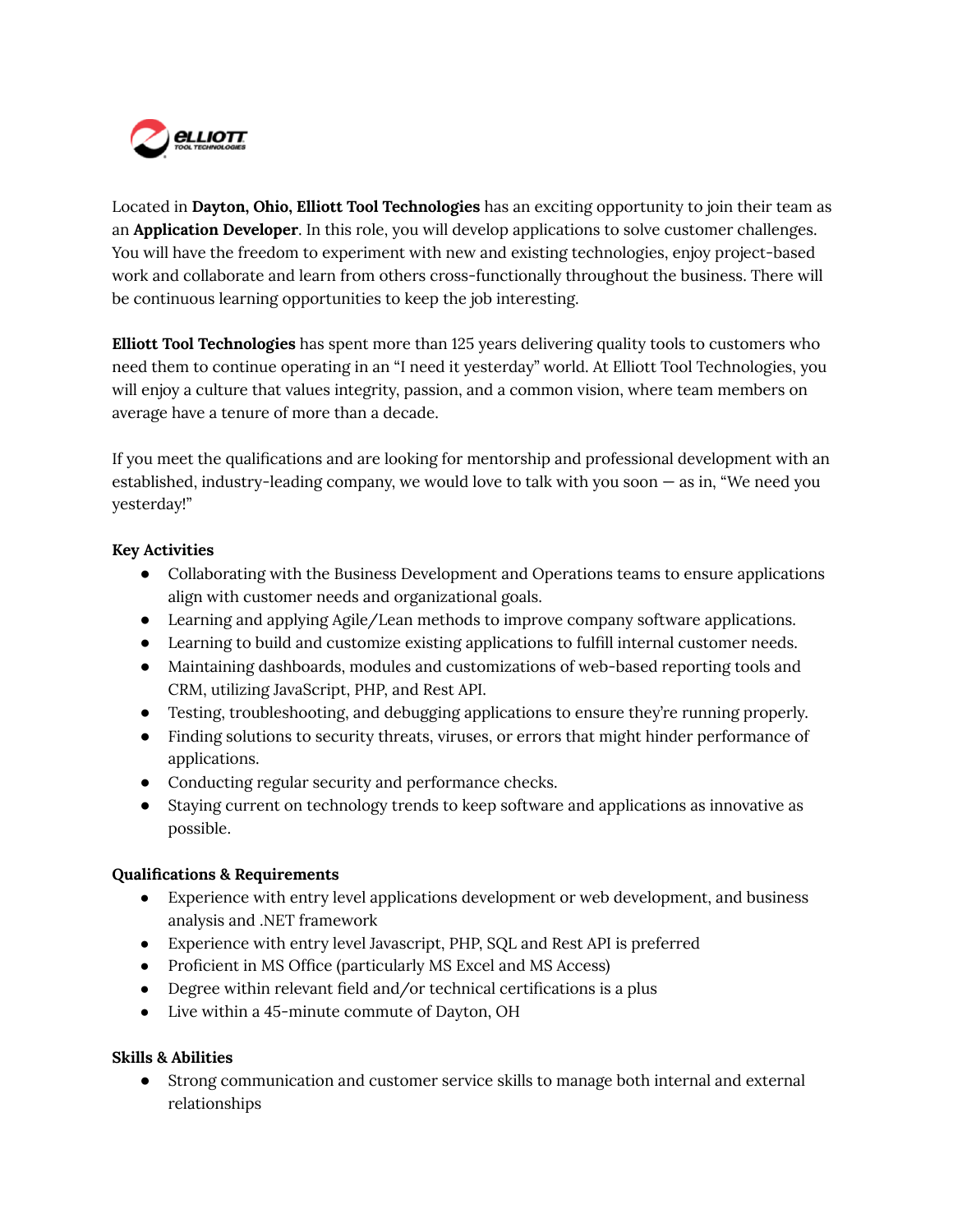Located in **Dayton, Ohio, Elliott Tool Technologies** has an exciting opportunity to join their team as an **Application Developer**. In this role, you will develop applications to solve customer challenges. You will have the freedom to experiment with new and existing technologies, enjoy project-based work and collaborate and learn from others cross-functionally throughout the business. There will be continuous learning opportunities to keep the job interesting.

**Elliott Tool Technologies** has spent more than 125 years delivering quality tools to customers who need them to continue operating in an "I need it yesterday" world. At Elliott Tool Technologies, you will enjoy a culture that values integrity, passion, and a common vision, where team members on average have a tenure of more than a decade.

If you meet the qualifications and are looking for mentorship and professional development with an established, industry-leading company, we would love to talk with you soon — as in, "We need you yesterday!"

**Key Activities**

- Collaborating with the Business Development and Operations teams to ensure applications align with customer needs and organizational goals.
- Learning and applying Agile/Lean methods to improve company software applications.
- Learning to build and customize existing applications to fulfill internal customer needs.
- Maintaining dashboards, modules and customizations of web-based reporting tools and CRM, utilizing JavaScript, PHP, and Rest API.
- Testing, troubleshooting, and debugging applications to ensure they're running properly.
- Finding solutions to security threats, viruses, or errors that might hinder performance of applications.
- Conducting regular security and performance checks.
- Staying current on technology trends to keep software and applications as innovative as possible.

**Qualifications & Requirements**

- Experience with entry level applications development or web development, and business analysis and .NET framework
- Experience with entry level Javascript, PHP, SQL and Rest API is preferred
- Proficient in MS Office (particularly MS Excel and MS Access)
- Degree within relevant field and/or technical certifications is a plus
- Live within a 45-minute commute of Dayton, OH

**Skills & Abilities**

- Strong communication and customer service skills to manage both internal and external relationships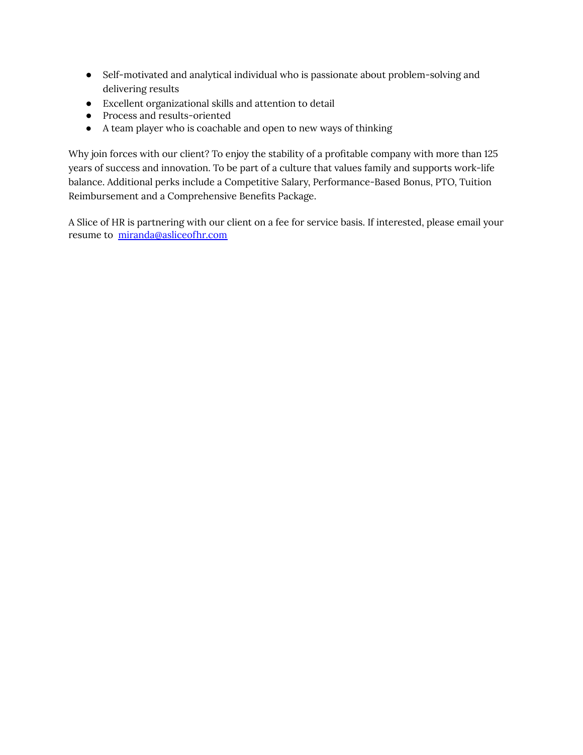- Self-motivated and analytical individual who is passionate about problem-solving and delivering results
- Excellent organizational skills and attention to detail
- Process and results-oriented
- A team player who is coachable and open to new ways of thinking

Why join forces with our client? To enjoy the stability of a profitable company with more than 125 years of success and innovation. To be part of a culture that values family and supports work-life balance. Additional perks include a Competitive Salary, Performance-Based Bonus, PTO, Tuition Reimbursement and a Comprehensive Benefits Package.

A Slice of HR is partnering with our client on a fee for service basis. If interested, please email your resume to [miranda@asliceofhr.com](mailto:miranda@asliceofhr.com)